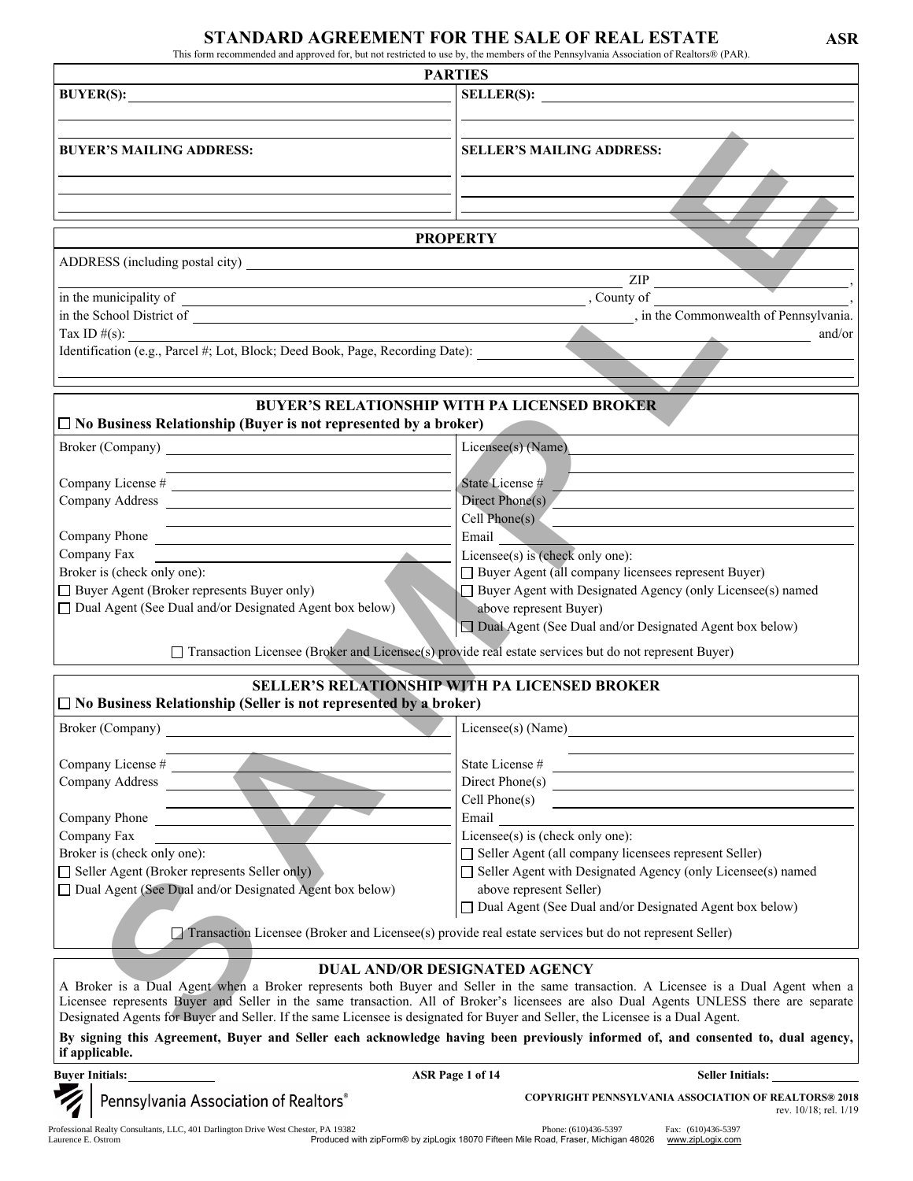# STANDARD AGREEMENT FOR THE SALE OF REAL ESTATE

**ASR**

This form recommended and approved for, but not restricted to use by, the members of the Pennsylvania Association of Realtors® (PAR).

## PARTIES

| **BUYER(S):** | **SELLER(S):** |
|---|---|
| **BUYER'S MAILING ADDRESS:** | **SELLER'S MAILING ADDRESS:** |

## PROPERTY

ADDRESS (including postal city) ______________________________ ZIP ______________,

in the municipality of ______________________________, County of ______________,

in the School District of ______________________________, in the Commonwealth of Pennsylvania.

Tax ID #(s): ______________________________ and/or

Identification (e.g., Parcel #; Lot, Block; Deed Book, Page, Recording Date): ______________________________

## BUYER'S RELATIONSHIP WITH PA LICENSED BROKER

☐ **No Business Relationship (Buyer is not represented by a broker)**

| | |
|---|---|
| Broker (Company) | Licensee(s) (Name) |
| Company License # | State License # |
| Company Address | Direct Phone(s) |
| | Cell Phone(s) |
| Company Phone | Email |
| Company Fax | Licensee(s) is (check only one): |
| Broker is (check only one): | ☐ Buyer Agent (all company licensees represent Buyer) |
| ☐ Buyer Agent (Broker represents Buyer only) | ☐ Buyer Agent with Designated Agency (only Licensee(s) named above represent Buyer) |
| ☐ Dual Agent (See Dual and/or Designated Agent box below) | ☐ Dual Agent (See Dual and/or Designated Agent box below) |

☐ Transaction Licensee (Broker and Licensee(s) provide real estate services but do not represent Buyer)

## SELLER'S RELATIONSHIP WITH PA LICENSED BROKER

☐ **No Business Relationship (Seller is not represented by a broker)**

| | |
|---|---|
| Broker (Company) | Licensee(s) (Name) |
| Company License # | State License # |
| Company Address | Direct Phone(s) |
| | Cell Phone(s) |
| Company Phone | Email |
| Company Fax | Licensee(s) is (check only one): |
| Broker is (check only one): | ☐ Seller Agent (all company licensees represent Seller) |
| ☐ Seller Agent (Broker represents Seller only) | ☐ Seller Agent with Designated Agency (only Licensee(s) named above represent Seller) |
| ☐ Dual Agent (See Dual and/or Designated Agent box below) | ☐ Dual Agent (See Dual and/or Designated Agent box below) |

☐ Transaction Licensee (Broker and Licensee(s) provide real estate services but do not represent Seller)

## DUAL AND/OR DESIGNATED AGENCY

A Broker is a Dual Agent when a Broker represents both Buyer and Seller in the same transaction. A Licensee is a Dual Agent when a Licensee represents Buyer and Seller in the same transaction. All of Broker's licensees are also Dual Agents UNLESS there are separate Designated Agents for Buyer and Seller. If the same Licensee is designated for Buyer and Seller, the Licensee is a Dual Agent.

**By signing this Agreement, Buyer and Seller each acknowledge having been previously informed of, and consented to, dual agency, if applicable.**

**Buyer Initials:** ______ **Seller Initials:** ______

Pennsylvania Association of Realtors®

COPYRIGHT PENNSYLVANIA ASSOCIATION OF REALTORS® 2018
rev. 10/18; rel. 1/19

Professional Realty Consultants, LLC, 401 Darlington Drive West Chester, PA 19382 Phone: (610)436-5397 Fax: (610)436-5397
Laurence E. Ostrom Produced with zipForm® by zipLogix 18070 Fifteen Mile Road, Fraser, Michigan 48026 www.zipLogix.com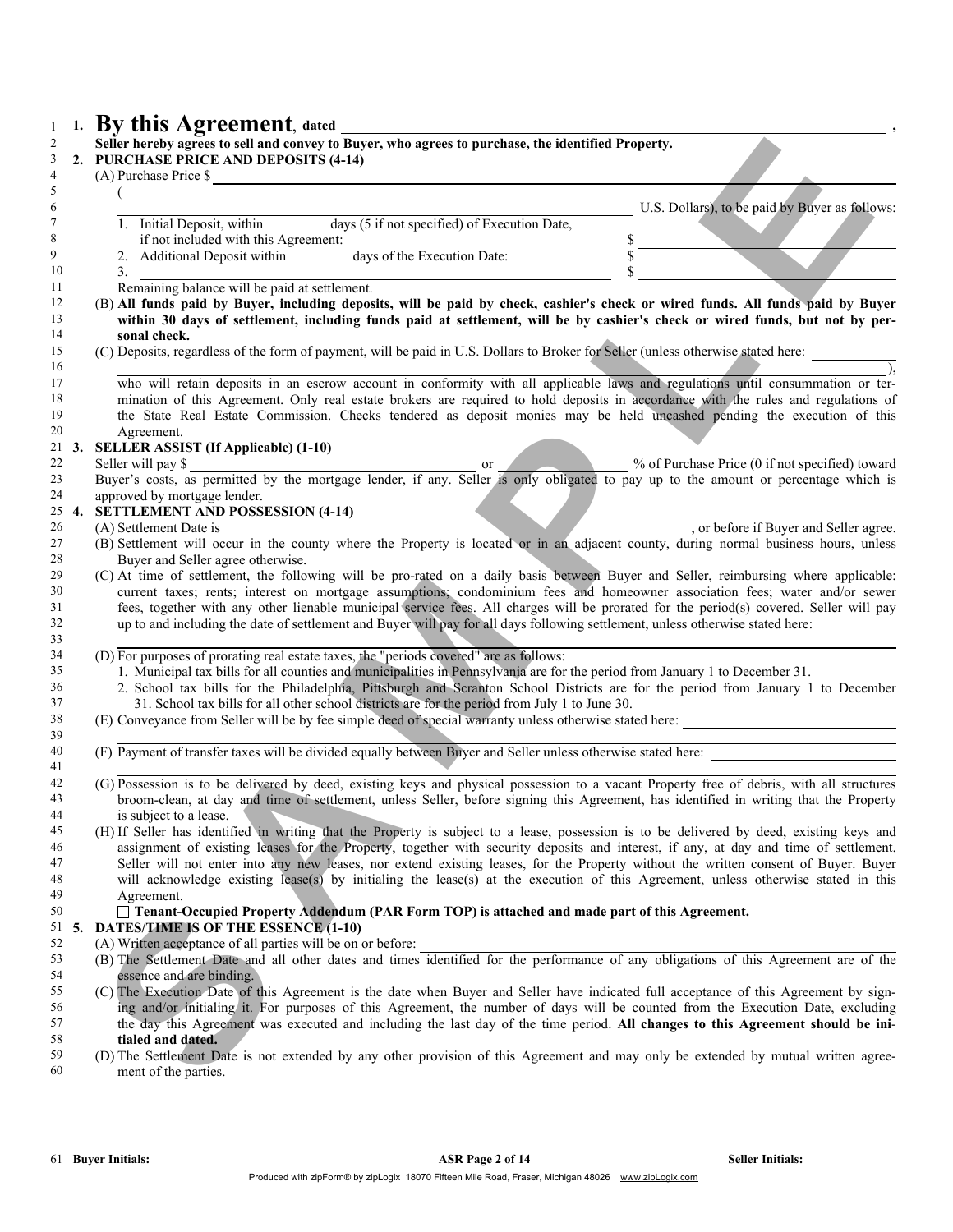1. **By this Agreement**, **dated** ______________________________ ,

**Seller hereby agrees to sell and convey to Buyer, who agrees to purchase, the identified Property.**

2. **PURCHASE PRICE AND DEPOSITS (4-14)**

(A) Purchase Price $ ______________________________

( ______________________________ U.S. Dollars), to be paid by Buyer as follows:

1. Initial Deposit, within ________ days (5 if not specified) of Execution Date, if not included with this Agreement: $ __________
2. Additional Deposit within ________ days of the Execution Date: $ __________
3. ______________________________ $ __________

Remaining balance will be paid at settlement.

(B) **All funds paid by Buyer, including deposits, will be paid by check, cashier's check or wired funds. All funds paid by Buyer within 30 days of settlement, including funds paid at settlement, will be by cashier's check or wired funds, but not by personal check.**

(C) Deposits, regardless of the form of payment, will be paid in U.S. Dollars to Broker for Seller (unless otherwise stated here: ______________________________ ), who will retain deposits in an escrow account in conformity with all applicable laws and regulations until consummation or termination of this Agreement. Only real estate brokers are required to hold deposits in accordance with the rules and regulations of the State Real Estate Commission. Checks tendered as deposit monies may be held uncashed pending the execution of this Agreement.

3. **SELLER ASSIST (If Applicable) (1-10)**

Seller will pay $ __________ or __________ % of Purchase Price (0 if not specified) toward Buyer's costs, as permitted by the mortgage lender, if any. Seller is only obligated to pay up to the amount or percentage which is approved by mortgage lender.

4. **SETTLEMENT AND POSSESSION (4-14)**

(A) Settlement Date is ______________________________ , or before if Buyer and Seller agree.

(B) Settlement will occur in the county where the Property is located or in an adjacent county, during normal business hours, unless Buyer and Seller agree otherwise.

(C) At time of settlement, the following will be pro-rated on a daily basis between Buyer and Seller, reimbursing where applicable: current taxes; rents; interest on mortgage assumptions; condominium fees and homeowner association fees; water and/or sewer fees, together with any other lienable municipal service fees. All charges will be prorated for the period(s) covered. Seller will pay up to and including the date of settlement and Buyer will pay for all days following settlement, unless otherwise stated here: ______________________________

(D) For purposes of prorating real estate taxes, the "periods covered" are as follows:

1. Municipal tax bills for all counties and municipalities in Pennsylvania are for the period from January 1 to December 31.
2. School tax bills for the Philadelphia, Pittsburgh and Scranton School Districts are for the period from January 1 to December 31. School tax bills for all other school districts are for the period from July 1 to June 30.

(E) Conveyance from Seller will be by fee simple deed of special warranty unless otherwise stated here: ______________________________

(F) Payment of transfer taxes will be divided equally between Buyer and Seller unless otherwise stated here: ______________________________

(G) Possession is to be delivered by deed, existing keys and physical possession to a vacant Property free of debris, with all structures broom-clean, at day and time of settlement, unless Seller, before signing this Agreement, has identified in writing that the Property is subject to a lease.

(H) If Seller has identified in writing that the Property is subject to a lease, possession is to be delivered by deed, existing keys and assignment of existing leases for the Property, together with security deposits and interest, if any, at day and time of settlement. Seller will not enter into any new leases, nor extend existing leases, for the Property without the written consent of Buyer. Buyer will acknowledge existing lease(s) by initialing the lease(s) at the execution of this Agreement, unless otherwise stated in this Agreement.

☐ **Tenant-Occupied Property Addendum (PAR Form TOP) is attached and made part of this Agreement.**

5. **DATES/TIME IS OF THE ESSENCE (1-10)**

(A) Written acceptance of all parties will be on or before: ______________________________

(B) The Settlement Date and all other dates and times identified for the performance of any obligations of this Agreement are of the essence and are binding.

(C) The Execution Date of this Agreement is the date when Buyer and Seller have indicated full acceptance of this Agreement by signing and/or initialing it. For purposes of this Agreement, the number of days will be counted from the Execution Date, excluding the day this Agreement was executed and including the last day of the time period. **All changes to this Agreement should be initialed and dated.**

(D) The Settlement Date is not extended by any other provision of this Agreement and may only be extended by mutual written agreement of the parties.

**Buyer Initials:** __________ **Seller Initials:** __________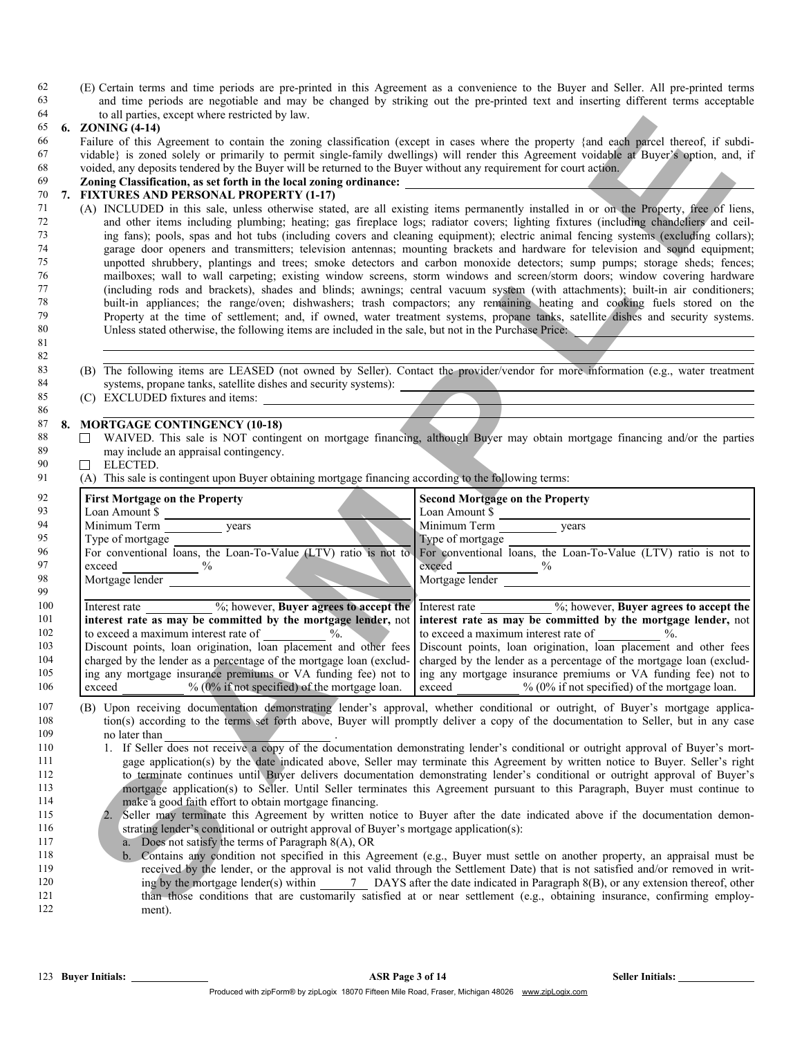(E) Certain terms and time periods are pre-printed in this Agreement as a convenience to the Buyer and Seller. All pre-printed terms and time periods are negotiable and may be changed by striking out the pre-printed text and inserting different terms acceptable to all parties, except where restricted by law.

## 6. ZONING (4-14)

Failure of this Agreement to contain the zoning classification (except in cases where the property {and each parcel thereof, if subdividable} is zoned solely or primarily to permit single-family dwellings) will render this Agreement voidable at Buyer's option, and, if voided, any deposits tendered by the Buyer will be returned to the Buyer without any requirement for court action.

**Zoning Classification, as set forth in the local zoning ordinance:** ______________________________

## 7. FIXTURES AND PERSONAL PROPERTY (1-17)

(A) INCLUDED in this sale, unless otherwise stated, are all existing items permanently installed in or on the Property, free of liens, and other items including plumbing; heating; gas fireplace logs; radiator covers; lighting fixtures (including chandeliers and ceiling fans); pools, spas and hot tubs (including covers and cleaning equipment); electric animal fencing systems (excluding collars); garage door openers and transmitters; television antennas; mounting brackets and hardware for television and sound equipment; unpotted shrubbery, plantings and trees; smoke detectors and carbon monoxide detectors; sump pumps; storage sheds; fences; mailboxes; wall to wall carpeting; existing window screens, storm windows and screen/storm doors; window covering hardware (including rods and brackets), shades and blinds; awnings; central vacuum system (with attachments); built-in air conditioners; built-in appliances; the range/oven; dishwashers; trash compactors; any remaining heating and cooking fuels stored on the Property at the time of settlement; and, if owned, water treatment systems, propane tanks, satellite dishes and security systems. Unless stated otherwise, the following items are included in the sale, but not in the Purchase Price: ______________________________

______________________________

(B) The following items are LEASED (not owned by Seller). Contact the provider/vendor for more information (e.g., water treatment systems, propane tanks, satellite dishes and security systems): ______________________________

(C) EXCLUDED fixtures and items: ______________________________

______________________________

## 8. MORTGAGE CONTINGENCY (10-18)

☐ WAIVED. This sale is NOT contingent on mortgage financing, although Buyer may obtain mortgage financing and/or the parties may include an appraisal contingency.

☐ ELECTED.

(A) This sale is contingent upon Buyer obtaining mortgage financing according to the following terms:

| First Mortgage on the Property | Second Mortgage on the Property |
|---|---|
| Loan Amount $ ______ | Loan Amount $ ______ |
| Minimum Term ______ years | Minimum Term ______ years |
| Type of mortgage ______ | Type of mortgage ______ |
| For conventional loans, the Loan-To-Value (LTV) ratio is not to exceed ______ % | For conventional loans, the Loan-To-Value (LTV) ratio is not to exceed ______ % |
| Mortgage lender ______ | Mortgage lender ______ |
| Interest rate ______ %; however, **Buyer agrees to accept the interest rate as may be committed by the mortgage lender,** not to exceed a maximum interest rate of ______ %. | Interest rate ______ %; however, **Buyer agrees to accept the interest rate as may be committed by the mortgage lender,** not to exceed a maximum interest rate of ______ %. |
| Discount points, loan origination, loan placement and other fees charged by the lender as a percentage of the mortgage loan (excluding any mortgage insurance premiums or VA funding fee) not to exceed ______ % (0% if not specified) of the mortgage loan. | Discount points, loan origination, loan placement and other fees charged by the lender as a percentage of the mortgage loan (excluding any mortgage insurance premiums or VA funding fee) not to exceed ______ % (0% if not specified) of the mortgage loan. |

(B) Upon receiving documentation demonstrating lender's approval, whether conditional or outright, of Buyer's mortgage application(s) according to the terms set forth above, Buyer will promptly deliver a copy of the documentation to Seller, but in any case no later than ______________.

1. If Seller does not receive a copy of the documentation demonstrating lender's conditional or outright approval of Buyer's mortgage application(s) by the date indicated above, Seller may terminate this Agreement by written notice to Buyer. Seller's right to terminate continues until Buyer delivers documentation demonstrating lender's conditional or outright approval of Buyer's mortgage application(s) to Seller. Until Seller terminates this Agreement pursuant to this Paragraph, Buyer must continue to make a good faith effort to obtain mortgage financing.
2. Seller may terminate this Agreement by written notice to Buyer after the date indicated above if the documentation demonstrating lender's conditional or outright approval of Buyer's mortgage application(s):
   a. Does not satisfy the terms of Paragraph 8(A), OR
   b. Contains any condition not specified in this Agreement (e.g., Buyer must settle on another property, an appraisal must be received by the lender, or the approval is not valid through the Settlement Date) that is not satisfied and/or removed in writing by the mortgage lender(s) within 7 DAYS after the date indicated in Paragraph 8(B), or any extension thereof, other than those conditions that are customarily satisfied at or near settlement (e.g., obtaining insurance, confirming employment).

**Buyer Initials:** ______ **Seller Initials:** ______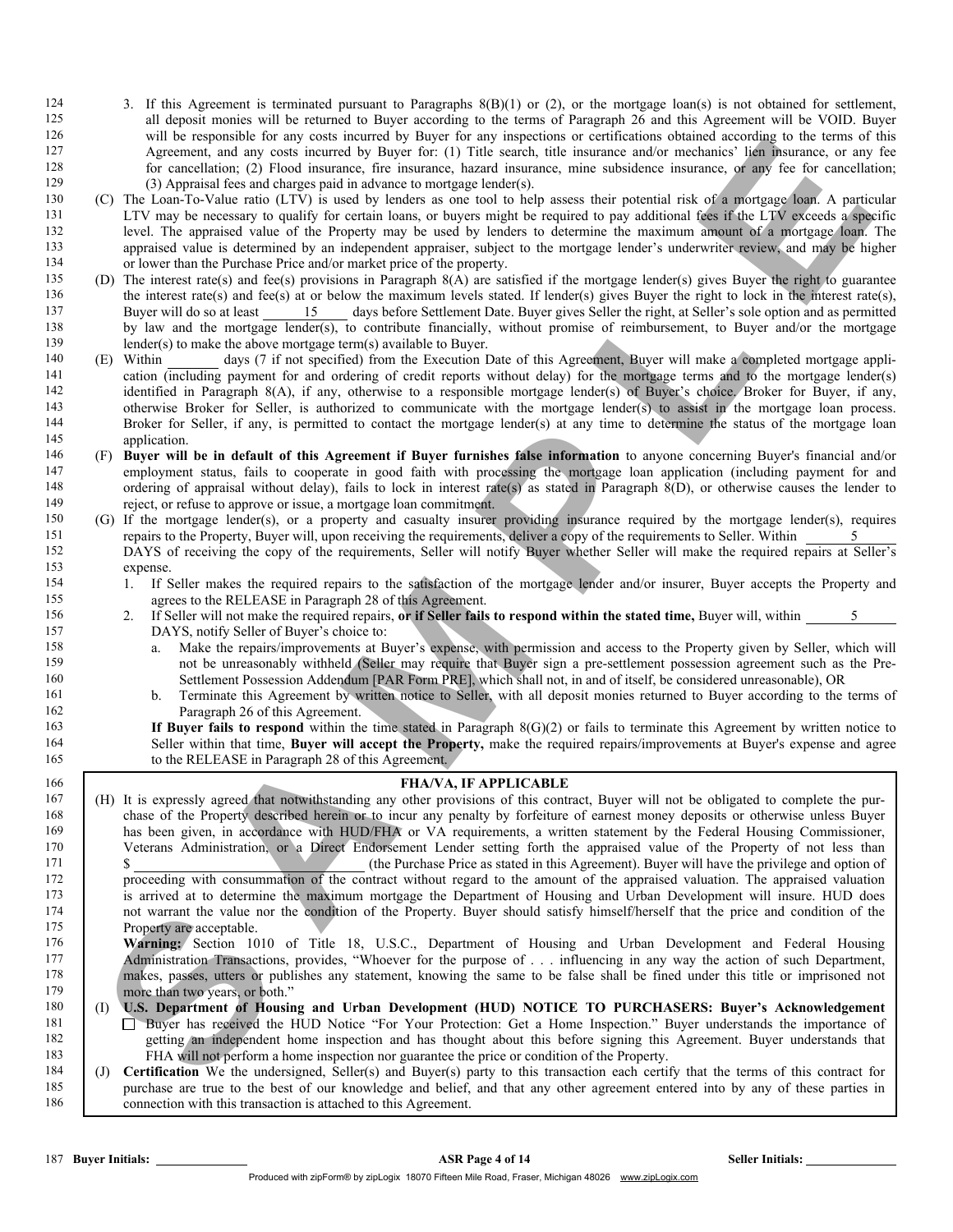3. If this Agreement is terminated pursuant to Paragraphs 8(B)(1) or (2), or the mortgage loan(s) is not obtained for settlement, all deposit monies will be returned to Buyer according to the terms of Paragraph 26 and this Agreement will be VOID. Buyer will be responsible for any costs incurred by Buyer for any inspections or certifications obtained according to the terms of this Agreement, and any costs incurred by Buyer for: (1) Title search, title insurance and/or mechanics' lien insurance, or any fee for cancellation; (2) Flood insurance, fire insurance, hazard insurance, mine subsidence insurance, or any fee for cancellation; (3) Appraisal fees and charges paid in advance to mortgage lender(s).

(C) The Loan-To-Value ratio (LTV) is used by lenders as one tool to help assess their potential risk of a mortgage loan. A particular LTV may be necessary to qualify for certain loans, or buyers might be required to pay additional fees if the LTV exceeds a specific level. The appraised value of the Property may be used by lenders to determine the maximum amount of a mortgage loan. The appraised value is determined by an independent appraiser, subject to the mortgage lender's underwriter review, and may be higher or lower than the Purchase Price and/or market price of the property.

(D) The interest rate(s) and fee(s) provisions in Paragraph 8(A) are satisfied if the mortgage lender(s) gives Buyer the right to guarantee the interest rate(s) and fee(s) at or below the maximum levels stated. If lender(s) gives Buyer the right to lock in the interest rate(s), Buyer will do so at least 15 days before Settlement Date. Buyer gives Seller the right, at Seller's sole option and as permitted by law and the mortgage lender(s), to contribute financially, without promise of reimbursement, to Buyer and/or the mortgage lender(s) to make the above mortgage term(s) available to Buyer.

(E) Within \_\_\_\_\_\_ days (7 if not specified) from the Execution Date of this Agreement, Buyer will make a completed mortgage application (including payment for and ordering of credit reports without delay) for the mortgage terms and to the mortgage lender(s) identified in Paragraph 8(A), if any, otherwise to a responsible mortgage lender(s) of Buyer's choice. Broker for Buyer, if any, otherwise Broker for Seller, is authorized to communicate with the mortgage lender(s) to assist in the mortgage loan process. Broker for Seller, if any, is permitted to contact the mortgage lender(s) at any time to determine the status of the mortgage loan application.

(F) **Buyer will be in default of this Agreement if Buyer furnishes false information** to anyone concerning Buyer's financial and/or employment status, fails to cooperate in good faith with processing the mortgage loan application (including payment for and ordering of appraisal without delay), fails to lock in interest rate(s) as stated in Paragraph 8(D), or otherwise causes the lender to reject, or refuse to approve or issue, a mortgage loan commitment.

(G) If the mortgage lender(s), or a property and casualty insurer providing insurance required by the mortgage lender(s), requires repairs to the Property, Buyer will, upon receiving the requirements, deliver a copy of the requirements to Seller. Within 5 DAYS of receiving the copy of the requirements, Seller will notify Buyer whether Seller will make the required repairs at Seller's expense.

1. If Seller makes the required repairs to the satisfaction of the mortgage lender and/or insurer, Buyer accepts the Property and agrees to the RELEASE in Paragraph 28 of this Agreement.
2. If Seller will not make the required repairs, **or if Seller fails to respond within the stated time,** Buyer will, within 5 DAYS, notify Seller of Buyer's choice to:
   a. Make the repairs/improvements at Buyer's expense, with permission and access to the Property given by Seller, which will not be unreasonably withheld (Seller may require that Buyer sign a pre-settlement possession agreement such as the Pre-Settlement Possession Addendum [PAR Form PRE], which shall not, in and of itself, be considered unreasonable), OR
   b. Terminate this Agreement by written notice to Seller, with all deposit monies returned to Buyer according to the terms of Paragraph 26 of this Agreement.

   **If Buyer fails to respond** within the time stated in Paragraph 8(G)(2) or fails to terminate this Agreement by written notice to Seller within that time, **Buyer will accept the Property,** make the required repairs/improvements at Buyer's expense and agree to the RELEASE in Paragraph 28 of this Agreement.

### FHA/VA, IF APPLICABLE

(H) It is expressly agreed that notwithstanding any other provisions of this contract, Buyer will not be obligated to complete the purchase of the Property described herein or to incur any penalty by forfeiture of earnest money deposits or otherwise unless Buyer has been given, in accordance with HUD/FHA or VA requirements, a written statement by the Federal Housing Commissioner, Veterans Administration, or a Direct Endorsement Lender setting forth the appraised value of the Property of not less than $\_\_\_\_\_\_\_\_\_\_\_\_\_\_\_\_ (the Purchase Price as stated in this Agreement). Buyer will have the privilege and option of proceeding with consummation of the contract without regard to the amount of the appraised valuation. The appraised valuation is arrived at to determine the maximum mortgage the Department of Housing and Urban Development will insure. HUD does not warrant the value nor the condition of the Property. Buyer should satisfy himself/herself that the price and condition of the Property are acceptable.

**Warning:** Section 1010 of Title 18, U.S.C., Department of Housing and Urban Development and Federal Housing Administration Transactions, provides, "Whoever for the purpose of . . . influencing in any way the action of such Department, makes, passes, utters or publishes any statement, knowing the same to be false shall be fined under this title or imprisoned not more than two years, or both."

(I) **U.S. Department of Housing and Urban Development (HUD) NOTICE TO PURCHASERS: Buyer's Acknowledgement**

☐ Buyer has received the HUD Notice "For Your Protection: Get a Home Inspection." Buyer understands the importance of getting an independent home inspection and has thought about this before signing this Agreement. Buyer understands that FHA will not perform a home inspection nor guarantee the price or condition of the Property.

(J) **Certification** We the undersigned, Seller(s) and Buyer(s) party to this transaction each certify that the terms of this contract for purchase are true to the best of our knowledge and belief, and that any other agreement entered into by any of these parties in connection with this transaction is attached to this Agreement.

**Buyer Initials:** \_\_\_\_\_\_\_\_\_\_ **Seller Initials:** \_\_\_\_\_\_\_\_\_\_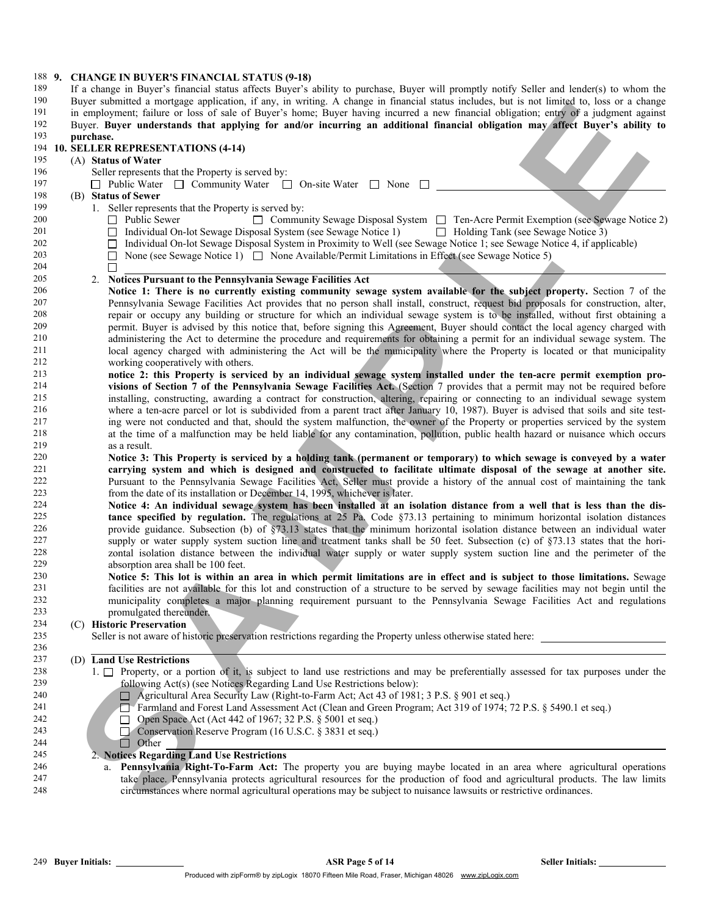**9. CHANGE IN BUYER'S FINANCIAL STATUS (9-18)**

If a change in Buyer's financial status affects Buyer's ability to purchase, Buyer will promptly notify Seller and lender(s) to whom the Buyer submitted a mortgage application, if any, in writing. A change in financial status includes, but is not limited to, loss or a change in employment; failure or loss of sale of Buyer's home; Buyer having incurred a new financial obligation; entry of a judgment against Buyer. **Buyer understands that applying for and/or incurring an additional financial obligation may affect Buyer's ability to purchase.**

**10. SELLER REPRESENTATIONS (4-14)**

(A) **Status of Water**

Seller represents that the Property is served by:

☐ Public Water ☐ Community Water ☐ On-site Water ☐ None ☐ ______________________________

(B) **Status of Sewer**

1. Seller represents that the Property is served by:

☐ Public Sewer ☐ Community Sewage Disposal System ☐ Ten-Acre Permit Exemption (see Sewage Notice 2)

☐ Individual On-lot Sewage Disposal System (see Sewage Notice 1) ☐ Holding Tank (see Sewage Notice 3)

☐ Individual On-lot Sewage Disposal System in Proximity to Well (see Sewage Notice 1; see Sewage Notice 4, if applicable)

☐ None (see Sewage Notice 1) ☐ None Available/Permit Limitations in Effect (see Sewage Notice 5)

☐ ______________________________

2. **Notices Pursuant to the Pennsylvania Sewage Facilities Act**

**Notice 1: There is no currently existing community sewage system available for the subject property.** Section 7 of the Pennsylvania Sewage Facilities Act provides that no person shall install, construct, request bid proposals for construction, alter, repair or occupy any building or structure for which an individual sewage system is to be installed, without first obtaining a permit. Buyer is advised by this notice that, before signing this Agreement, Buyer should contact the local agency charged with administering the Act to determine the procedure and requirements for obtaining a permit for an individual sewage system. The local agency charged with administering the Act will be the municipality where the Property is located or that municipality working cooperatively with others.

**notice 2: this Property is serviced by an individual sewage system installed under the ten-acre permit exemption provisions of Section 7 of the Pennsylvania Sewage Facilities Act.** (Section 7 provides that a permit may not be required before installing, constructing, awarding a contract for construction, altering, repairing or connecting to an individual sewage system where a ten-acre parcel or lot is subdivided from a parent tract after January 10, 1987). Buyer is advised that soils and site testing were not conducted and that, should the system malfunction, the owner of the Property or properties serviced by the system at the time of a malfunction may be held liable for any contamination, pollution, public health hazard or nuisance which occurs as a result.

**Notice 3: This Property is serviced by a holding tank (permanent or temporary) to which sewage is conveyed by a water carrying system and which is designed and constructed to facilitate ultimate disposal of the sewage at another site.** Pursuant to the Pennsylvania Sewage Facilities Act, Seller must provide a history of the annual cost of maintaining the tank from the date of its installation or December 14, 1995, whichever is later.

**Notice 4: An individual sewage system has been installed at an isolation distance from a well that is less than the distance specified by regulation.** The regulations at 25 Pa. Code §73.13 pertaining to minimum horizontal isolation distances provide guidance. Subsection (b) of §73.13 states that the minimum horizontal isolation distance between an individual water supply or water supply system suction line and treatment tanks shall be 50 feet. Subsection (c) of §73.13 states that the horizontal isolation distance between the individual water supply or water supply system suction line and the perimeter of the absorption area shall be 100 feet.

**Notice 5: This lot is within an area in which permit limitations are in effect and is subject to those limitations.** Sewage facilities are not available for this lot and construction of a structure to be served by sewage facilities may not begin until the municipality completes a major planning requirement pursuant to the Pennsylvania Sewage Facilities Act and regulations promulgated thereunder.

(C) **Historic Preservation**

Seller is not aware of historic preservation restrictions regarding the Property unless otherwise stated here: ______________________________

(D) **Land Use Restrictions**

1. ☐ Property, or a portion of it, is subject to land use restrictions and may be preferentially assessed for tax purposes under the following Act(s) (see Notices Regarding Land Use Restrictions below):

☐ Agricultural Area Security Law (Right-to-Farm Act; Act 43 of 1981; 3 P.S. § 901 et seq.)

☐ Farmland and Forest Land Assessment Act (Clean and Green Program; Act 319 of 1974; 72 P.S. § 5490.1 et seq.)

☐ Open Space Act (Act 442 of 1967; 32 P.S. § 5001 et seq.)

☐ Conservation Reserve Program (16 U.S.C. § 3831 et seq.)

☐ Other ______________________________

2. **Notices Regarding Land Use Restrictions**

a. **Pennsylvania Right-To-Farm Act:** The property you are buying maybe located in an area where agricultural operations take place. Pennsylvania protects agricultural resources for the production of food and agricultural products. The law limits circumstances where normal agricultural operations may be subject to nuisance lawsuits or restrictive ordinances.

**Buyer Initials:** ______________ **Seller Initials:** ______________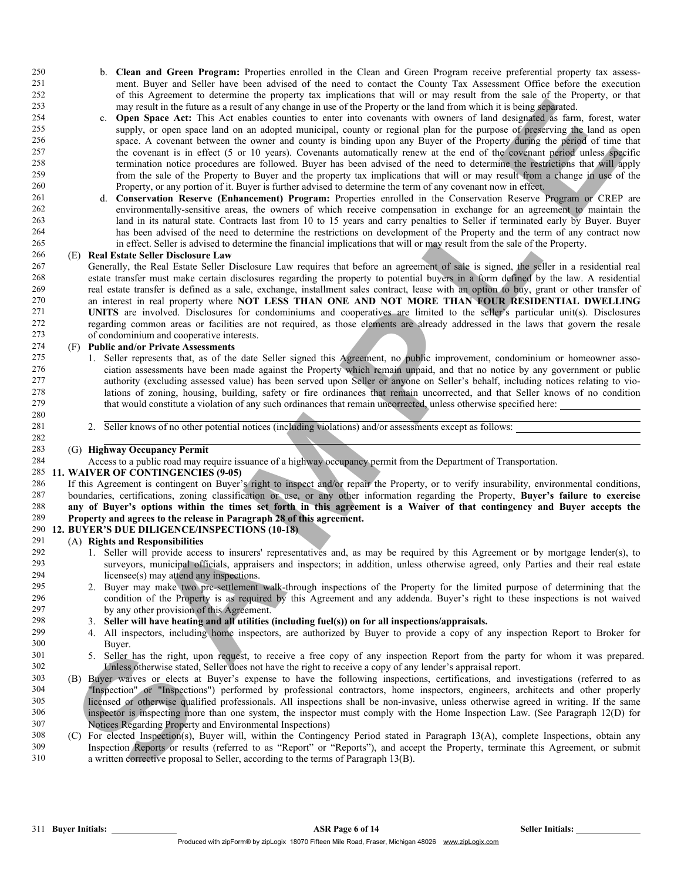b. **Clean and Green Program:** Properties enrolled in the Clean and Green Program receive preferential property tax assessment. Buyer and Seller have been advised of the need to contact the County Tax Assessment Office before the execution of this Agreement to determine the property tax implications that will or may result from the sale of the Property, or that may result in the future as a result of any change in use of the Property or the land from which it is being separated.

c. **Open Space Act:** This Act enables counties to enter into covenants with owners of land designated as farm, forest, water supply, or open space land on an adopted municipal, county or regional plan for the purpose of preserving the land as open space. A covenant between the owner and county is binding upon any Buyer of the Property during the period of time that the covenant is in effect (5 or 10 years). Covenants automatically renew at the end of the covenant period unless specific termination notice procedures are followed. Buyer has been advised of the need to determine the restrictions that will apply from the sale of the Property to Buyer and the property tax implications that will or may result from a change in use of the Property, or any portion of it. Buyer is further advised to determine the term of any covenant now in effect.

d. **Conservation Reserve (Enhancement) Program:** Properties enrolled in the Conservation Reserve Program or CREP are environmentally-sensitive areas, the owners of which receive compensation in exchange for an agreement to maintain the land in its natural state. Contracts last from 10 to 15 years and carry penalties to Seller if terminated early by Buyer. Buyer has been advised of the need to determine the restrictions on development of the Property and the term of any contract now in effect. Seller is advised to determine the financial implications that will or may result from the sale of the Property.

(E) **Real Estate Seller Disclosure Law**

Generally, the Real Estate Seller Disclosure Law requires that before an agreement of sale is signed, the seller in a residential real estate transfer must make certain disclosures regarding the property to potential buyers in a form defined by the law. A residential real estate transfer is defined as a sale, exchange, installment sales contract, lease with an option to buy, grant or other transfer of an interest in real property where **NOT LESS THAN ONE AND NOT MORE THAN FOUR RESIDENTIAL DWELLING UNITS** are involved. Disclosures for condominiums and cooperatives are limited to the seller's particular unit(s). Disclosures regarding common areas or facilities are not required, as those elements are already addressed in the laws that govern the resale of condominium and cooperative interests.

(F) **Public and/or Private Assessments**

1. Seller represents that, as of the date Seller signed this Agreement, no public improvement, condominium or homeowner association assessments have been made against the Property which remain unpaid, and that no notice by any government or public authority (excluding assessed value) has been served upon Seller or anyone on Seller's behalf, including notices relating to violations of zoning, housing, building, safety or fire ordinances that remain uncorrected, and that Seller knows of no condition that would constitute a violation of any such ordinances that remain uncorrected, unless otherwise specified here: \_\_\_\_\_\_\_\_\_\_\_\_\_\_\_\_

2. Seller knows of no other potential notices (including violations) and/or assessments except as follows: \_\_\_\_\_\_\_\_\_\_\_\_\_\_\_\_

(G) **Highway Occupancy Permit**

Access to a public road may require issuance of a highway occupancy permit from the Department of Transportation.

## 11. WAIVER OF CONTINGENCIES (9-05)

If this Agreement is contingent on Buyer's right to inspect and/or repair the Property, or to verify insurability, environmental conditions, boundaries, certifications, zoning classification or use, or any other information regarding the Property, **Buyer's failure to exercise any of Buyer's options within the times set forth in this agreement is a Waiver of that contingency and Buyer accepts the Property and agrees to the release in Paragraph 28 of this agreement.**

## 12. BUYER'S DUE DILIGENCE/INSPECTIONS (10-18)

(A) **Rights and Responsibilities**

1. Seller will provide access to insurers' representatives and, as may be required by this Agreement or by mortgage lender(s), to surveyors, municipal officials, appraisers and inspectors; in addition, unless otherwise agreed, only Parties and their real estate licensee(s) may attend any inspections.
2. Buyer may make two pre-settlement walk-through inspections of the Property for the limited purpose of determining that the condition of the Property is as required by this Agreement and any addenda. Buyer's right to these inspections is not waived by any other provision of this Agreement.
3. **Seller will have heating and all utilities (including fuel(s)) on for all inspections/appraisals.**
4. All inspectors, including home inspectors, are authorized by Buyer to provide a copy of any inspection Report to Broker for Buyer.
5. Seller has the right, upon request, to receive a free copy of any inspection Report from the party for whom it was prepared. Unless otherwise stated, Seller does not have the right to receive a copy of any lender's appraisal report.

(B) Buyer waives or elects at Buyer's expense to have the following inspections, certifications, and investigations (referred to as "Inspection" or "Inspections") performed by professional contractors, home inspectors, engineers, architects and other properly licensed or otherwise qualified professionals. All inspections shall be non-invasive, unless otherwise agreed in writing. If the same inspector is inspecting more than one system, the inspector must comply with the Home Inspection Law. (See Paragraph 12(D) for Notices Regarding Property and Environmental Inspections)

(C) For elected Inspection(s), Buyer will, within the Contingency Period stated in Paragraph 13(A), complete Inspections, obtain any Inspection Reports or results (referred to as "Report" or "Reports"), and accept the Property, terminate this Agreement, or submit a written corrective proposal to Seller, according to the terms of Paragraph 13(B).

**Buyer Initials:** \_\_\_\_\_\_\_\_\_\_ **Seller Initials:** \_\_\_\_\_\_\_\_\_\_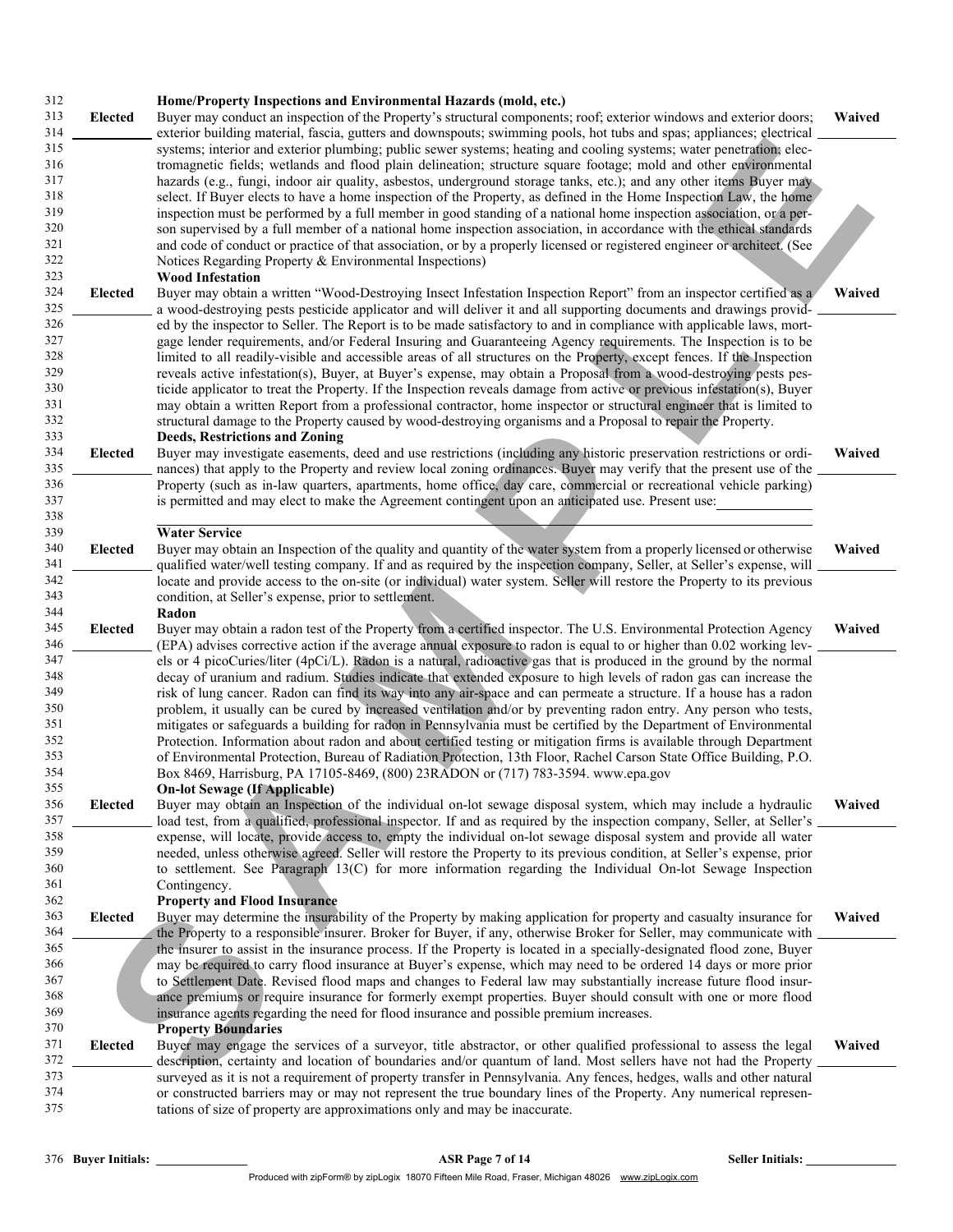**Home/Property Inspections and Environmental Hazards (mold, etc.)**

**Elected** ______ Buyer may conduct an inspection of the Property's structural components; roof; exterior windows and exterior doors; exterior building material, fascia, gutters and downspouts; swimming pools, hot tubs and spas; appliances; electrical systems; interior and exterior plumbing; public sewer systems; heating and cooling systems; water penetration; electromagnetic fields; wetlands and flood plain delineation; structure square footage; mold and other environmental hazards (e.g., fungi, indoor air quality, asbestos, underground storage tanks, etc.); and any other items Buyer may select. If Buyer elects to have a home inspection of the Property, as defined in the Home Inspection Law, the home inspection must be performed by a full member in good standing of a national home inspection association, or a person supervised by a full member of a national home inspection association, in accordance with the ethical standards and code of conduct or practice of that association, or by a properly licensed or registered engineer or architect. (See Notices Regarding Property & Environmental Inspections) **Waived** ______

**Wood Infestation**

**Elected** ______ Buyer may obtain a written "Wood-Destroying Insect Infestation Inspection Report" from an inspector certified as a a wood-destroying pests pesticide applicator and will deliver it and all supporting documents and drawings provided by the inspector to Seller. The Report is to be made satisfactory to and in compliance with applicable laws, mortgage lender requirements, and/or Federal Insuring and Guaranteeing Agency requirements. The Inspection is to be limited to all readily-visible and accessible areas of all structures on the Property, except fences. If the Inspection reveals active infestation(s), Buyer, at Buyer's expense, may obtain a Proposal from a wood-destroying pests pesticide applicator to treat the Property. If the Inspection reveals damage from active or previous infestation(s), Buyer may obtain a written Report from a professional contractor, home inspector or structural engineer that is limited to structural damage to the Property caused by wood-destroying organisms and a Proposal to repair the Property. **Waived** ______

**Deeds, Restrictions and Zoning**

**Elected** ______ Buyer may investigate easements, deed and use restrictions (including any historic preservation restrictions or ordinances) that apply to the Property and review local zoning ordinances. Buyer may verify that the present use of the Property (such as in-law quarters, apartments, home office, day care, commercial or recreational vehicle parking) is permitted and may elect to make the Agreement contingent upon an anticipated use. Present use: ______________ **Waived** ______

______________________________________________________________________________

**Water Service**

**Elected** ______ Buyer may obtain an Inspection of the quality and quantity of the water system from a properly licensed or otherwise qualified water/well testing company. If and as required by the inspection company, Seller, at Seller's expense, will locate and provide access to the on-site (or individual) water system. Seller will restore the Property to its previous condition, at Seller's expense, prior to settlement. **Waived** ______

**Radon**

**Elected** ______ Buyer may obtain a radon test of the Property from a certified inspector. The U.S. Environmental Protection Agency (EPA) advises corrective action if the average annual exposure to radon is equal to or higher than 0.02 working levels or 4 picoCuries/liter (4pCi/L). Radon is a natural, radioactive gas that is produced in the ground by the normal decay of uranium and radium. Studies indicate that extended exposure to high levels of radon gas can increase the risk of lung cancer. Radon can find its way into any air-space and can permeate a structure. If a house has a radon problem, it usually can be cured by increased ventilation and/or by preventing radon entry. Any person who tests, mitigates or safeguards a building for radon in Pennsylvania must be certified by the Department of Environmental Protection. Information about radon and about certified testing or mitigation firms is available through Department of Environmental Protection, Bureau of Radiation Protection, 13th Floor, Rachel Carson State Office Building, P.O. Box 8469, Harrisburg, PA 17105-8469, (800) 23RADON or (717) 783-3594. www.epa.gov **Waived** ______

**On-lot Sewage (If Applicable)**

**Elected** ______ Buyer may obtain an Inspection of the individual on-lot sewage disposal system, which may include a hydraulic load test, from a qualified, professional inspector. If and as required by the inspection company, Seller, at Seller's expense, will locate, provide access to, empty the individual on-lot sewage disposal system and provide all water needed, unless otherwise agreed. Seller will restore the Property to its previous condition, at Seller's expense, prior to settlement. See Paragraph 13(C) for more information regarding the Individual On-lot Sewage Inspection Contingency. **Waived** ______

**Property and Flood Insurance**

**Elected** ______ Buyer may determine the insurability of the Property by making application for property and casualty insurance for the Property to a responsible insurer. Broker for Buyer, if any, otherwise Broker for Seller, may communicate with the insurer to assist in the insurance process. If the Property is located in a specially-designated flood zone, Buyer may be required to carry flood insurance at Buyer's expense, which may need to be ordered 14 days or more prior to Settlement Date. Revised flood maps and changes to Federal law may substantially increase future flood insurance premiums or require insurance for formerly exempt properties. Buyer should consult with one or more flood insurance agents regarding the need for flood insurance and possible premium increases. **Waived** ______

**Property Boundaries**

**Elected** ______ Buyer may engage the services of a surveyor, title abstractor, or other qualified professional to assess the legal description, certainty and location of boundaries and/or quantum of land. Most sellers have not had the Property surveyed as it is not a requirement of property transfer in Pennsylvania. Any fences, hedges, walls and other natural or constructed barriers may or may not represent the true boundary lines of the Property. Any numerical representations of size of property are approximations only and may be inaccurate. **Waived** ______

**Buyer Initials:** ______________ **Seller Initials:** ______________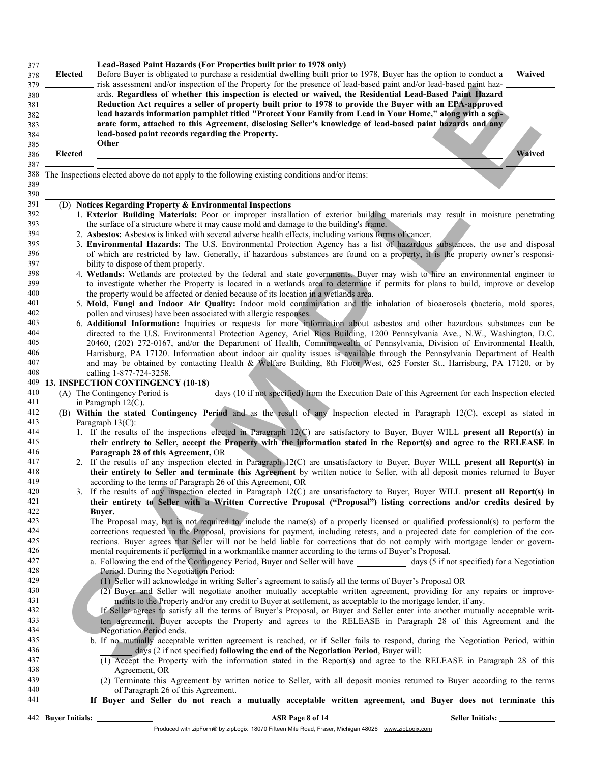**Lead-Based Paint Hazards (For Properties built prior to 1978 only)**

**Elected** ________ Before Buyer is obligated to purchase a residential dwelling built prior to 1978, Buyer has the option to conduct a risk assessment and/or inspection of the Property for the presence of lead-based paint and/or lead-based paint hazards. **Regardless of whether this inspection is elected or waived, the Residential Lead-Based Paint Hazard Reduction Act requires a seller of property built prior to 1978 to provide the Buyer with an EPA-approved lead hazards information pamphlet titled "Protect Your Family from Lead in Your Home," along with a separate form, attached to this Agreement, disclosing Seller's knowledge of lead-based paint hazards and any lead-based paint records regarding the Property.** **Waived** ________

**Other**

**Elected** ________ ____________________________________________ **Waived** ________

The Inspections elected above do not apply to the following existing conditions and/or items: ____________________________________________

____________________________________________

(D) **Notices Regarding Property & Environmental Inspections**

1. **Exterior Building Materials:** Poor or improper installation of exterior building materials may result in moisture penetrating the surface of a structure where it may cause mold and damage to the building's frame.
2. **Asbestos:** Asbestos is linked with several adverse health effects, including various forms of cancer.
3. **Environmental Hazards:** The U.S. Environmental Protection Agency has a list of hazardous substances, the use and disposal of which are restricted by law. Generally, if hazardous substances are found on a property, it is the property owner's responsibility to dispose of them properly.
4. **Wetlands:** Wetlands are protected by the federal and state governments. Buyer may wish to hire an environmental engineer to to investigate whether the Property is located in a wetlands area to determine if permits for plans to build, improve or develop the property would be affected or denied because of its location in a wetlands area.
5. **Mold, Fungi and Indoor Air Quality:** Indoor mold contamination and the inhalation of bioaerosols (bacteria, mold spores, pollen and viruses) have been associated with allergic responses.
6. **Additional Information:** Inquiries or requests for more information about asbestos and other hazardous substances can be directed to the U.S. Environmental Protection Agency, Ariel Rios Building, 1200 Pennsylvania Ave., N.W., Washington, D.C. 20460, (202) 272-0167, and/or the Department of Health, Commonwealth of Pennsylvania, Division of Environmental Health, Harrisburg, PA 17120. Information about indoor air quality issues is available through the Pennsylvania Department of Health and may be obtained by contacting Health & Welfare Building, 8th Floor West, 625 Forster St., Harrisburg, PA 17120, or by calling 1-877-724-3258.

## 13. INSPECTION CONTINGENCY (10-18)

(A) The Contingency Period is ________ days (10 if not specified) from the Execution Date of this Agreement for each Inspection elected in Paragraph 12(C).

(B) **Within the stated Contingency Period** and as the result of any Inspection elected in Paragraph 12(C), except as stated in Paragraph 13(C):

1. If the results of the inspections elected in Paragraph 12(C) are satisfactory to Buyer, Buyer WILL **present all Report(s) in their entirety to Seller, accept the Property with the information stated in the Report(s) and agree to the RELEASE in Paragraph 28 of this Agreement,** OR
2. If the results of any inspection elected in Paragraph 12(C) are unsatisfactory to Buyer, Buyer WILL **present all Report(s) in their entirety to Seller and terminate this Agreement** by written notice to Seller, with all deposit monies returned to Buyer according to the terms of Paragraph 26 of this Agreement, OR
3. If the results of any inspection elected in Paragraph 12(C) are unsatisfactory to Buyer, Buyer WILL **present all Report(s) in their entirety to Seller with a Written Corrective Proposal ("Proposal") listing corrections and/or credits desired by Buyer.**

   The Proposal may, but is not required to, include the name(s) of a properly licensed or qualified professional(s) to perform the corrections requested in the Proposal, provisions for payment, including retests, and a projected date for completion of the corrections. Buyer agrees that Seller will not be held liable for corrections that do not comply with mortgage lender or governmental requirements if performed in a workmanlike manner according to the terms of Buyer's Proposal.

   a. Following the end of the Contingency Period, Buyer and Seller will have ________ days (5 if not specified) for a Negotiation Period. During the Negotiation Period:

      (1) Seller will acknowledge in writing Seller's agreement to satisfy all the terms of Buyer's Proposal OR

      (2) Buyer and Seller will negotiate another mutually acceptable written agreement, providing for any repairs or improvements to the Property and/or any credit to Buyer at settlement, as acceptable to the mortgage lender, if any.

      If Seller agrees to satisfy all the terms of Buyer's Proposal, or Buyer and Seller enter into another mutually acceptable written agreement, Buyer accepts the Property and agrees to the RELEASE in Paragraph 28 of this Agreement and the Negotiation Period ends.

   b. If no mutually acceptable written agreement is reached, or if Seller fails to respond, during the Negotiation Period, within ________ days (2 if not specified) **following the end of the Negotiation Period**, Buyer will:

      (1) Accept the Property with the information stated in the Report(s) and agree to the RELEASE in Paragraph 28 of this Agreement, OR

      (2) Terminate this Agreement by written notice to Seller, with all deposit monies returned to Buyer according to the terms of Paragraph 26 of this Agreement.

   **If Buyer and Seller do not reach a mutually acceptable written agreement, and Buyer does not terminate this**

**Buyer Initials:** ________ **Seller Initials:** ________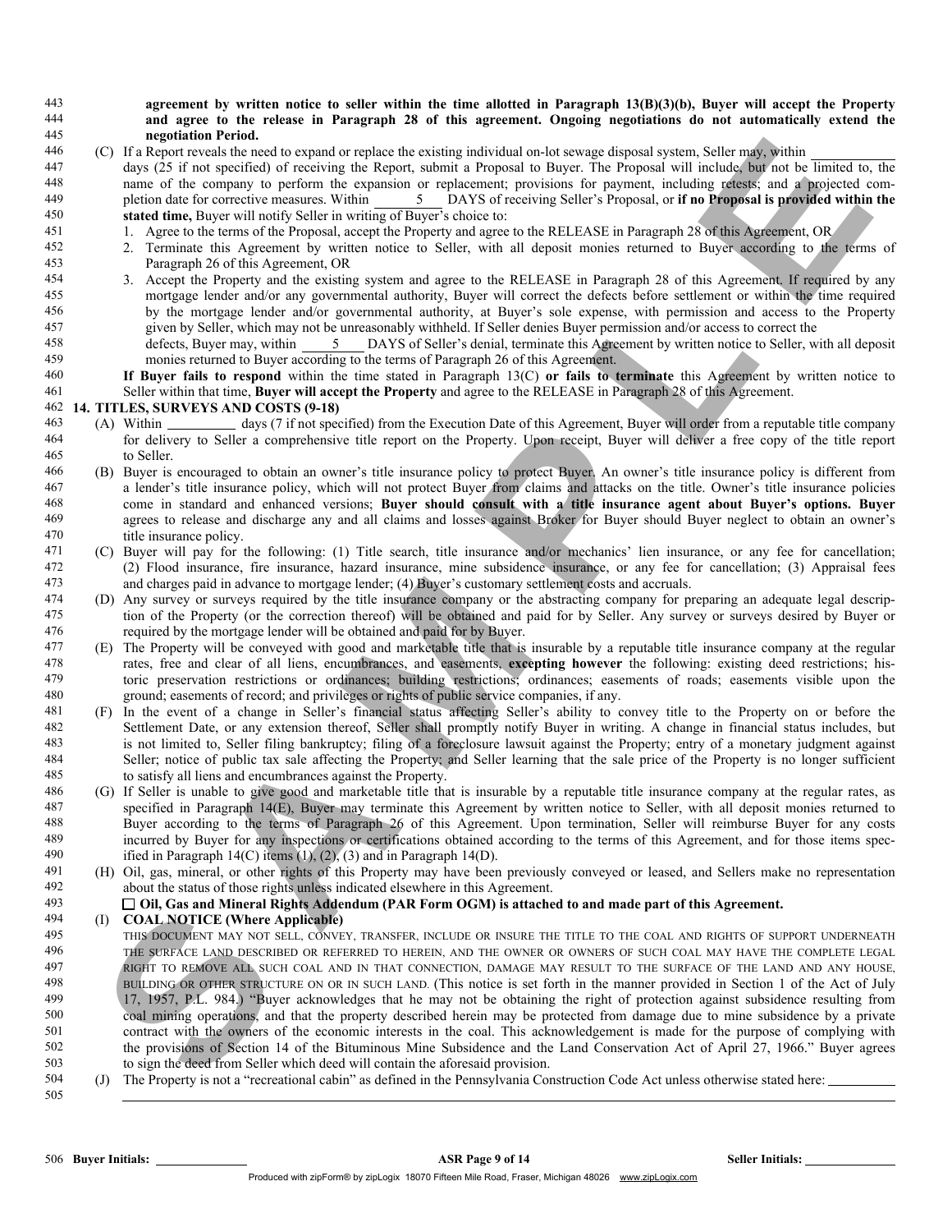**agreement by written notice to seller within the time allotted in Paragraph 13(B)(3)(b), Buyer will accept the Property and agree to the release in Paragraph 28 of this agreement. Ongoing negotiations do not automatically extend the negotiation Period.**

(C) If a Report reveals the need to expand or replace the existing individual on-lot sewage disposal system, Seller may, within \_\_\_\_\_\_\_\_ days (25 if not specified) of receiving the Report, submit a Proposal to Buyer. The Proposal will include, but not be limited to, the name of the company to perform the expansion or replacement; provisions for payment, including retests; and a projected completion date for corrective measures. Within 5 DAYS of receiving Seller's Proposal, or **if no Proposal is provided within the stated time,** Buyer will notify Seller in writing of Buyer's choice to:

1. Agree to the terms of the Proposal, accept the Property and agree to the RELEASE in Paragraph 28 of this Agreement, OR
2. Terminate this Agreement by written notice to Seller, with all deposit monies returned to Buyer according to the terms of Paragraph 26 of this Agreement, OR
3. Accept the Property and the existing system and agree to the RELEASE in Paragraph 28 of this Agreement. If required by any mortgage lender and/or any governmental authority, Buyer will correct the defects before settlement or within the time required by the mortgage lender and/or governmental authority, at Buyer's sole expense, with permission and access to the Property given by Seller, which may not be unreasonably withheld. If Seller denies Buyer permission and/or access to correct the defects, Buyer may, within 5 DAYS of Seller's denial, terminate this Agreement by written notice to Seller, with all deposit monies returned to Buyer according to the terms of Paragraph 26 of this Agreement.

**If Buyer fails to respond** within the time stated in Paragraph 13(C) **or fails to terminate** this Agreement by written notice to Seller within that time, **Buyer will accept the Property** and agree to the RELEASE in Paragraph 28 of this Agreement.

## 14. TITLES, SURVEYS AND COSTS (9-18)

(A) Within \_\_\_\_\_\_\_\_ days (7 if not specified) from the Execution Date of this Agreement, Buyer will order from a reputable title company for delivery to Seller a comprehensive title report on the Property. Upon receipt, Buyer will deliver a free copy of the title report to Seller.

(B) Buyer is encouraged to obtain an owner's title insurance policy to protect Buyer. An owner's title insurance policy is different from a lender's title insurance policy, which will not protect Buyer from claims and attacks on the title. Owner's title insurance policies come in standard and enhanced versions; **Buyer should consult with a title insurance agent about Buyer's options. Buyer** agrees to release and discharge any and all claims and losses against Broker for Buyer should Buyer neglect to obtain an owner's title insurance policy.

(C) Buyer will pay for the following: (1) Title search, title insurance and/or mechanics' lien insurance, or any fee for cancellation; (2) Flood insurance, fire insurance, hazard insurance, mine subsidence insurance, or any fee for cancellation; (3) Appraisal fees and charges paid in advance to mortgage lender; (4) Buyer's customary settlement costs and accruals.

(D) Any survey or surveys required by the title insurance company or the abstracting company for preparing an adequate legal description of the Property (or the correction thereof) will be obtained and paid for by Seller. Any survey or surveys desired by Buyer or required by the mortgage lender will be obtained and paid for by Buyer.

(E) The Property will be conveyed with good and marketable title that is insurable by a reputable title insurance company at the regular rates, free and clear of all liens, encumbrances, and easements, **excepting however** the following: existing deed restrictions; historic preservation restrictions or ordinances; building restrictions; ordinances; easements of roads; easements visible upon the ground; easements of record; and privileges or rights of public service companies, if any.

(F) In the event of a change in Seller's financial status affecting Seller's ability to convey title to the Property on or before the Settlement Date, or any extension thereof, Seller shall promptly notify Buyer in writing. A change in financial status includes, but is not limited to, Seller filing bankruptcy; filing of a foreclosure lawsuit against the Property; entry of a monetary judgment against Seller; notice of public tax sale affecting the Property; and Seller learning that the sale price of the Property is no longer sufficient to satisfy all liens and encumbrances against the Property.

(G) If Seller is unable to give good and marketable title that is insurable by a reputable title insurance company at the regular rates, as specified in Paragraph 14(E), Buyer may terminate this Agreement by written notice to Seller, with all deposit monies returned to Buyer according to the terms of Paragraph 26 of this Agreement. Upon termination, Seller will reimburse Buyer for any costs incurred by Buyer for any inspections or certifications obtained according to the terms of this Agreement, and for those items specified in Paragraph 14(C) items (1), (2), (3) and in Paragraph 14(D).

(H) Oil, gas, mineral, or other rights of this Property may have been previously conveyed or leased, and Sellers make no representation about the status of those rights unless indicated elsewhere in this Agreement.

☐ **Oil, Gas and Mineral Rights Addendum (PAR Form OGM) is attached to and made part of this Agreement.**

(I) **COAL NOTICE (Where Applicable)**

THIS DOCUMENT MAY NOT SELL, CONVEY, TRANSFER, INCLUDE OR INSURE THE TITLE TO THE COAL AND RIGHTS OF SUPPORT UNDERNEATH THE SURFACE LAND DESCRIBED OR REFERRED TO HEREIN, AND THE OWNER OR OWNERS OF SUCH COAL MAY HAVE THE COMPLETE LEGAL RIGHT TO REMOVE ALL SUCH COAL AND IN THAT CONNECTION, DAMAGE MAY RESULT TO THE SURFACE OF THE LAND AND ANY HOUSE, BUILDING OR OTHER STRUCTURE ON OR IN SUCH LAND. (This notice is set forth in the manner provided in Section 1 of the Act of July 17, 1957, P.L. 984.) "Buyer acknowledges that he may not be obtaining the right of protection against subsidence resulting from coal mining operations, and that the property described herein may be protected from damage due to mine subsidence by a private contract with the owners of the economic interests in the coal. This acknowledgement is made for the purpose of complying with the provisions of Section 14 of the Bituminous Mine Subsidence and the Land Conservation Act of April 27, 1966." Buyer agrees to sign the deed from Seller which deed will contain the aforesaid provision.

(J) The Property is not a "recreational cabin" as defined in the Pennsylvania Construction Code Act unless otherwise stated here: \_\_\_\_\_\_\_\_

**Buyer Initials:** \_\_\_\_\_\_\_\_ **Seller Initials:** \_\_\_\_\_\_\_\_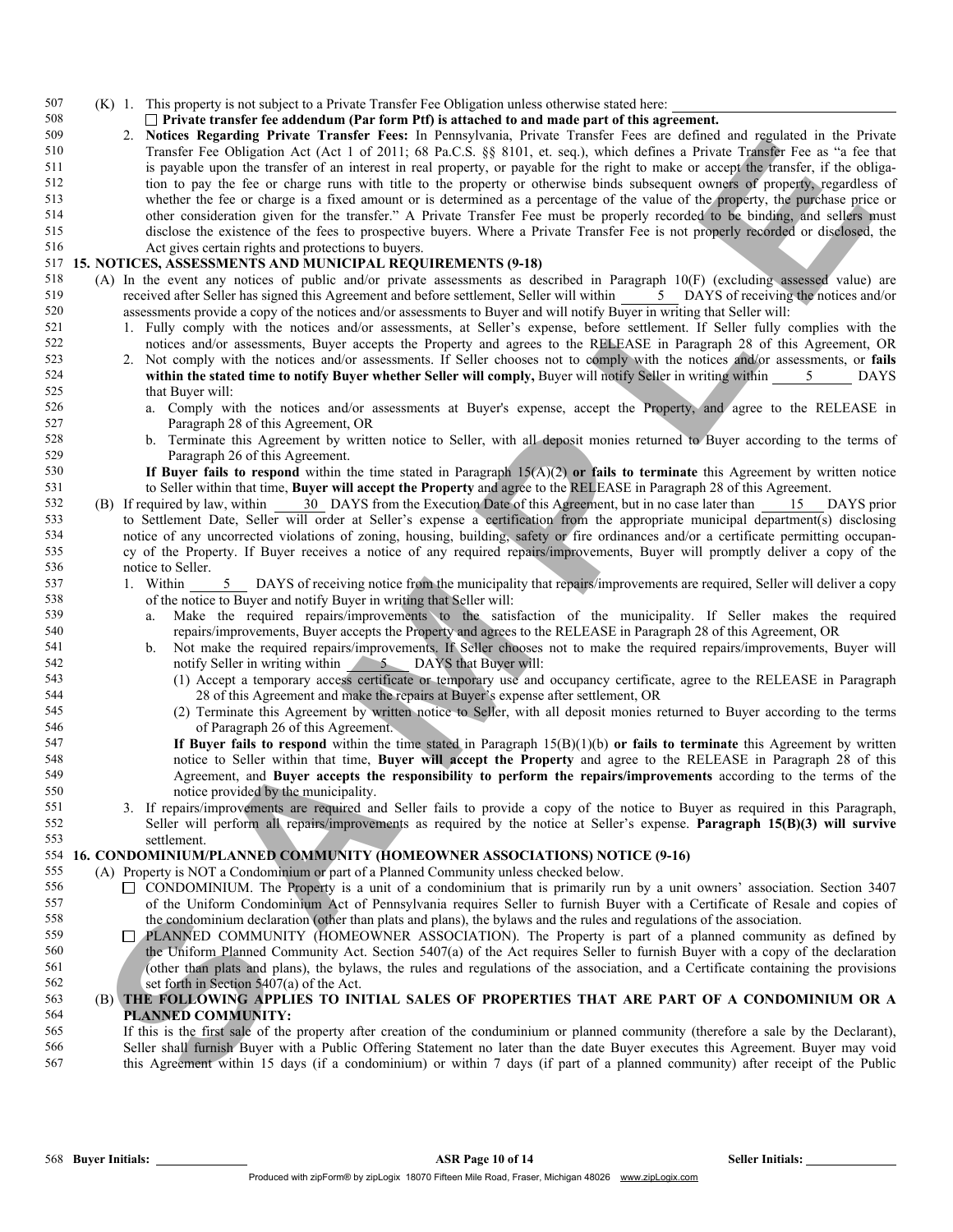(K) 1. This property is not subject to a Private Transfer Fee Obligation unless otherwise stated here: ______________________________

☐ **Private transfer fee addendum (Par form Ptf) is attached to and made part of this agreement.**

2. **Notices Regarding Private Transfer Fees:** In Pennsylvania, Private Transfer Fees are defined and regulated in the Private Transfer Fee Obligation Act (Act 1 of 2011; 68 Pa.C.S. §§ 8101, et. seq.), which defines a Private Transfer Fee as "a fee that is payable upon the transfer of an interest in real property, or payable for the right to make or accept the transfer, if the obligation to pay the fee or charge runs with title to the property or otherwise binds subsequent owners of property, regardless of whether the fee or charge is a fixed amount or is determined as a percentage of the value of the property, the purchase price or other consideration given for the transfer." A Private Transfer Fee must be properly recorded to be binding, and sellers must disclose the existence of the fees to prospective buyers. Where a Private Transfer Fee is not properly recorded or disclosed, the Act gives certain rights and protections to buyers.

## 15. NOTICES, ASSESSMENTS AND MUNICIPAL REQUIREMENTS (9-18)

(A) In the event any notices of public and/or private assessments as described in Paragraph 10(F) (excluding assessed value) are received after Seller has signed this Agreement and before settlement, Seller will within 5 DAYS of receiving the notices and/or assessments provide a copy of the notices and/or assessments to Buyer and will notify Buyer in writing that Seller will:

1. Fully comply with the notices and/or assessments, at Seller's expense, before settlement. If Seller fully complies with the notices and/or assessments, Buyer accepts the Property and agrees to the RELEASE in Paragraph 28 of this Agreement, OR
2. Not comply with the notices and/or assessments. If Seller chooses not to comply with the notices and/or assessments, or **fails within the stated time to notify Buyer whether Seller will comply,** Buyer will notify Seller in writing within 5 DAYS that Buyer will:
   a. Comply with the notices and/or assessments at Buyer's expense, accept the Property, and agree to the RELEASE in Paragraph 28 of this Agreement, OR
   b. Terminate this Agreement by written notice to Seller, with all deposit monies returned to Buyer according to the terms of Paragraph 26 of this Agreement.

   **If Buyer fails to respond** within the time stated in Paragraph 15(A)(2) **or fails to terminate** this Agreement by written notice to Seller within that time, **Buyer will accept the Property** and agree to the RELEASE in Paragraph 28 of this Agreement.

(B) If required by law, within 30 DAYS from the Execution Date of this Agreement, but in no case later than 15 DAYS prior to Settlement Date, Seller will order at Seller's expense a certification from the appropriate municipal department(s) disclosing notice of any uncorrected violations of zoning, housing, building, safety or fire ordinances and/or a certificate permitting occupancy of the Property. If Buyer receives a notice of any required repairs/improvements, Buyer will promptly deliver a copy of the notice to Seller.

1. Within 5 DAYS of receiving notice from the municipality that repairs/improvements are required, Seller will deliver a copy of the notice to Buyer and notify Buyer in writing that Seller will:
   a. Make the required repairs/improvements to the satisfaction of the municipality. If Seller makes the required repairs/improvements, Buyer accepts the Property and agrees to the RELEASE in Paragraph 28 of this Agreement, OR
   b. Not make the required repairs/improvements. If Seller chooses not to make the required repairs/improvements, Buyer will notify Seller in writing within 5 DAYS that Buyer will:
      (1) Accept a temporary access certificate or temporary use and occupancy certificate, agree to the RELEASE in Paragraph 28 of this Agreement and make the repairs at Buyer's expense after settlement, OR
      (2) Terminate this Agreement by written notice to Seller, with all deposit monies returned to Buyer according to the terms of Paragraph 26 of this Agreement.

      **If Buyer fails to respond** within the time stated in Paragraph 15(B)(1)(b) **or fails to terminate** this Agreement by written notice to Seller within that time, **Buyer will accept the Property** and agree to the RELEASE in Paragraph 28 of this Agreement, and **Buyer accepts the responsibility to perform the repairs/improvements** according to the terms of the notice provided by the municipality.

3. If repairs/improvements are required and Seller fails to provide a copy of the notice to Buyer as required in this Paragraph, Seller will perform all repairs/improvements as required by the notice at Seller's expense. **Paragraph 15(B)(3) will survive settlement.**

## 16. CONDOMINIUM/PLANNED COMMUNITY (HOMEOWNER ASSOCIATIONS) NOTICE (9-16)

(A) Property is NOT a Condominium or part of a Planned Community unless checked below.

☐ CONDOMINIUM. The Property is a unit of a condominium that is primarily run by a unit owners' association. Section 3407 of the Uniform Condominium Act of Pennsylvania requires Seller to furnish Buyer with a Certificate of Resale and copies of the condominium declaration (other than plats and plans), the bylaws and the rules and regulations of the association.

☐ PLANNED COMMUNITY (HOMEOWNER ASSOCIATION). The Property is part of a planned community as defined by the Uniform Planned Community Act. Section 5407(a) of the Act requires Seller to furnish Buyer with a copy of the declaration (other than plats and plans), the bylaws, the rules and regulations of the association, and a Certificate containing the provisions set forth in Section 5407(a) of the Act.

(B) **THE FOLLOWING APPLIES TO INITIAL SALES OF PROPERTIES THAT ARE PART OF A CONDOMINIUM OR A PLANNED COMMUNITY:**

If this is the first sale of the property after creation of the conduminium or planned community (therefore a sale by the Declarant), Seller shall furnish Buyer with a Public Offering Statement no later than the date Buyer executes this Agreement. Buyer may void this Agreement within 15 days (if a condominium) or within 7 days (if part of a planned community) after receipt of the Public

Buyer Initials: ______________ Seller Initials: ______________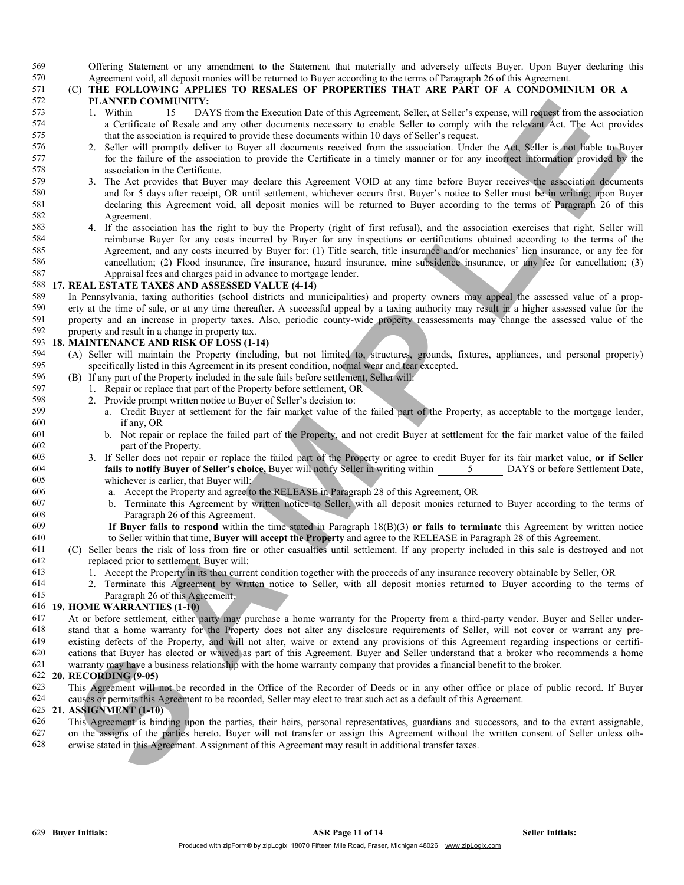Offering Statement or any amendment to the Statement that materially and adversely affects Buyer. Upon Buyer declaring this Agreement void, all deposit monies will be returned to Buyer according to the terms of Paragraph 26 of this Agreement.

(C) **THE FOLLOWING APPLIES TO RESALES OF PROPERTIES THAT ARE PART OF A CONDOMINIUM OR A PLANNED COMMUNITY:**

1. Within 15 DAYS from the Execution Date of this Agreement, Seller, at Seller's expense, will request from the association a Certificate of Resale and any other documents necessary to enable Seller to comply with the relevant Act. The Act provides that the association is required to provide these documents within 10 days of Seller's request.
2. Seller will promptly deliver to Buyer all documents received from the association. Under the Act, Seller is not liable to Buyer for the failure of the association to provide the Certificate in a timely manner or for any incorrect information provided by the association in the Certificate.
3. The Act provides that Buyer may declare this Agreement VOID at any time before Buyer receives the association documents and for 5 days after receipt, OR until settlement, whichever occurs first. Buyer's notice to Seller must be in writing; upon Buyer declaring this Agreement void, all deposit monies will be returned to Buyer according to the terms of Paragraph 26 of this Agreement.
4. If the association has the right to buy the Property (right of first refusal), and the association exercises that right, Seller will reimburse Buyer for any costs incurred by Buyer for any inspections or certifications obtained according to the terms of the Agreement, and any costs incurred by Buyer for: (1) Title search, title insurance and/or mechanics' lien insurance, or any fee for cancellation; (2) Flood insurance, fire insurance, hazard insurance, mine subsidence insurance, or any fee for cancellation; (3) Appraisal fees and charges paid in advance to mortgage lender.

**17. REAL ESTATE TAXES AND ASSESSED VALUE (4-14)**

In Pennsylvania, taxing authorities (school districts and municipalities) and property owners may appeal the assessed value of a property at the time of sale, or at any time thereafter. A successful appeal by a taxing authority may result in a higher assessed value for the property and an increase in property taxes. Also, periodic county-wide property reassessments may change the assessed value of the property and result in a change in property tax.

**18. MAINTENANCE AND RISK OF LOSS (1-14)**

(A) Seller will maintain the Property (including, but not limited to, structures, grounds, fixtures, appliances, and personal property) specifically listed in this Agreement in its present condition, normal wear and tear excepted.

(B) If any part of the Property included in the sale fails before settlement, Seller will:

1. Repair or replace that part of the Property before settlement, OR
2. Provide prompt written notice to Buyer of Seller's decision to:
   a. Credit Buyer at settlement for the fair market value of the failed part of the Property, as acceptable to the mortgage lender, if any, OR
   b. Not repair or replace the failed part of the Property, and not credit Buyer at settlement for the fair market value of the failed part of the Property.
3. If Seller does not repair or replace the failed part of the Property or agree to credit Buyer for its fair market value, **or if Seller fails to notify Buyer of Seller's choice,** Buyer will notify Seller in writing within 5 DAYS or before Settlement Date, whichever is earlier, that Buyer will:
   a. Accept the Property and agree to the RELEASE in Paragraph 28 of this Agreement, OR
   b. Terminate this Agreement by written notice to Seller, with all deposit monies returned to Buyer according to the terms of Paragraph 26 of this Agreement.

   **If Buyer fails to respond** within the time stated in Paragraph 18(B)(3) **or fails to terminate** this Agreement by written notice to Seller within that time, **Buyer will accept the Property** and agree to the RELEASE in Paragraph 28 of this Agreement.

(C) Seller bears the risk of loss from fire or other casualties until settlement. If any property included in this sale is destroyed and not replaced prior to settlement, Buyer will:

1. Accept the Property in its then current condition together with the proceeds of any insurance recovery obtainable by Seller, OR
2. Terminate this Agreement by written notice to Seller, with all deposit monies returned to Buyer according to the terms of Paragraph 26 of this Agreement.

**19. HOME WARRANTIES (1-10)**

At or before settlement, either party may purchase a home warranty for the Property from a third-party vendor. Buyer and Seller understand that a home warranty for the Property does not alter any disclosure requirements of Seller, will not cover or warrant any pre-existing defects of the Property, and will not alter, waive or extend any provisions of this Agreement regarding inspections or certifications that Buyer has elected or waived as part of this Agreement. Buyer and Seller understand that a broker who recommends a home warranty may have a business relationship with the home warranty company that provides a financial benefit to the broker.

**20. RECORDING (9-05)**

This Agreement will not be recorded in the Office of the Recorder of Deeds or in any other office or place of public record. If Buyer causes or permits this Agreement to be recorded, Seller may elect to treat such act as a default of this Agreement.

**21. ASSIGNMENT (1-10)**

This Agreement is binding upon the parties, their heirs, personal representatives, guardians and successors, and to the extent assignable, on the assigns of the parties hereto. Buyer will not transfer or assign this Agreement without the written consent of Seller unless otherwise stated in this Agreement. Assignment of this Agreement may result in additional transfer taxes.

**Buyer Initials:** ____________ **Seller Initials:** ____________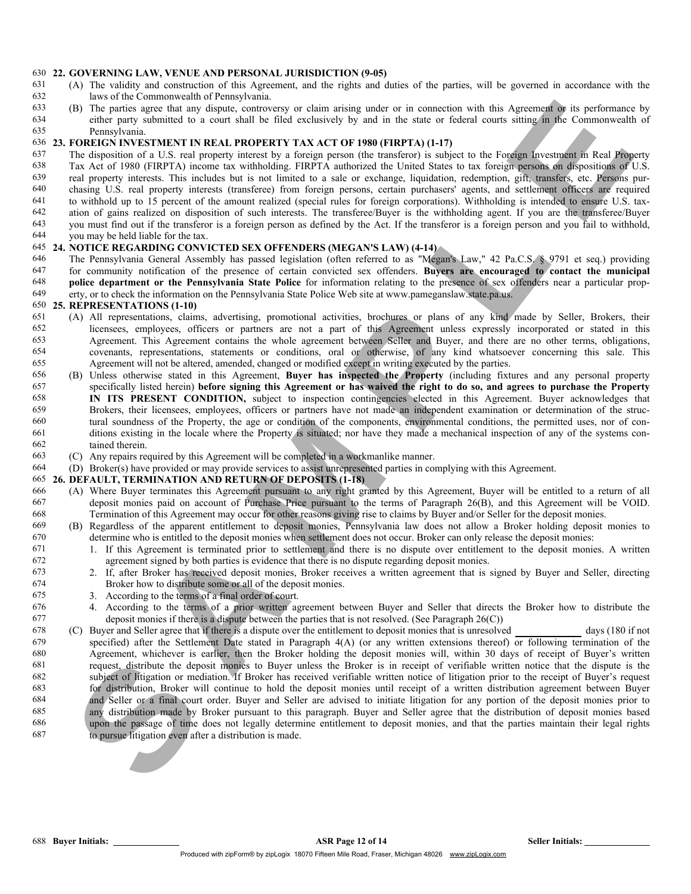**22. GOVERNING LAW, VENUE AND PERSONAL JURISDICTION (9-05)**

(A) The validity and construction of this Agreement, and the rights and duties of the parties, will be governed in accordance with the laws of the Commonwealth of Pennsylvania.

(B) The parties agree that any dispute, controversy or claim arising under or in connection with this Agreement or its performance by either party submitted to a court shall be filed exclusively by and in the state or federal courts sitting in the Commonwealth of Pennsylvania.

**23. FOREIGN INVESTMENT IN REAL PROPERTY TAX ACT OF 1980 (FIRPTA) (1-17)**

The disposition of a U.S. real property interest by a foreign person (the transferor) is subject to the Foreign Investment in Real Property Tax Act of 1980 (FIRPTA) income tax withholding. FIRPTA authorized the United States to tax foreign persons on dispositions of U.S. real property interests. This includes but is not limited to a sale or exchange, liquidation, redemption, gift, transfers, etc. Persons purchasing U.S. real property interests (transferee) from foreign persons, certain purchasers' agents, and settlement officers are required to withhold up to 15 percent of the amount realized (special rules for foreign corporations). Withholding is intended to ensure U.S. taxation of gains realized on disposition of such interests. The transferee/Buyer is the withholding agent. If you are the transferee/Buyer you must find out if the transferor is a foreign person as defined by the Act. If the transferor is a foreign person and you fail to withhold, you may be held liable for the tax.

**24. NOTICE REGARDING CONVICTED SEX OFFENDERS (MEGAN'S LAW) (4-14)**

The Pennsylvania General Assembly has passed legislation (often referred to as "Megan's Law," 42 Pa.C.S. § 9791 et seq.) providing for community notification of the presence of certain convicted sex offenders. **Buyers are encouraged to contact the municipal police department or the Pennsylvania State Police** for information relating to the presence of sex offenders near a particular property, or to check the information on the Pennsylvania State Police Web site at www.pameganslaw.state.pa.us.

**25. REPRESENTATIONS (1-10)**

(A) All representations, claims, advertising, promotional activities, brochures or plans of any kind made by Seller, Brokers, their licensees, employees, officers or partners are not a part of this Agreement unless expressly incorporated or stated in this Agreement. This Agreement contains the whole agreement between Seller and Buyer, and there are no other terms, obligations, covenants, representations, statements or conditions, oral or otherwise, of any kind whatsoever concerning this sale. This Agreement will not be altered, amended, changed or modified except in writing executed by the parties.

(B) Unless otherwise stated in this Agreement, **Buyer has inspected the Property** (including fixtures and any personal property specifically listed herein) **before signing this Agreement or has waived the right to do so, and agrees to purchase the Property IN ITS PRESENT CONDITION,** subject to inspection contingencies elected in this Agreement. Buyer acknowledges that Brokers, their licensees, employees, officers or partners have not made an independent examination or determination of the structural soundness of the Property, the age or condition of the components, environmental conditions, the permitted uses, nor of conditions existing in the locale where the Property is situated; nor have they made a mechanical inspection of any of the systems contained therein.

(C) Any repairs required by this Agreement will be completed in a workmanlike manner.

(D) Broker(s) have provided or may provide services to assist unrepresented parties in complying with this Agreement.

**26. DEFAULT, TERMINATION AND RETURN OF DEPOSITS (1-18)**

(A) Where Buyer terminates this Agreement pursuant to any right granted by this Agreement, Buyer will be entitled to a return of all deposit monies paid on account of Purchase Price pursuant to the terms of Paragraph 26(B), and this Agreement will be VOID. Termination of this Agreement may occur for other reasons giving rise to claims by Buyer and/or Seller for the deposit monies.

(B) Regardless of the apparent entitlement to deposit monies, Pennsylvania law does not allow a Broker holding deposit monies to determine who is entitled to the deposit monies when settlement does not occur. Broker can only release the deposit monies:

1. If this Agreement is terminated prior to settlement and there is no dispute over entitlement to the deposit monies. A written agreement signed by both parties is evidence that there is no dispute regarding deposit monies.
2. If, after Broker has received deposit monies, Broker receives a written agreement that is signed by Buyer and Seller, directing Broker how to distribute some or all of the deposit monies.
3. According to the terms of a final order of court.
4. According to the terms of a prior written agreement between Buyer and Seller that directs the Broker how to distribute the deposit monies if there is a dispute between the parties that is not resolved. (See Paragraph 26(C))

(C) Buyer and Seller agree that if there is a dispute over the entitlement to deposit monies that is unresolved ______________ days (180 if not specified) after the Settlement Date stated in Paragraph 4(A) (or any written extensions thereof) or following termination of the Agreement, whichever is earlier, then the Broker holding the deposit monies will, within 30 days of receipt of Buyer's written request, distribute the deposit monies to Buyer unless the Broker is in receipt of verifiable written notice that the dispute is the subject of litigation or mediation. If Broker has received verifiable written notice of litigation prior to the receipt of Buyer's request for distribution, Broker will continue to hold the deposit monies until receipt of a written distribution agreement between Buyer and Seller or a final court order. Buyer and Seller are advised to initiate litigation for any portion of the deposit monies prior to any distribution made by Broker pursuant to this paragraph. Buyer and Seller agree that the distribution of deposit monies based upon the passage of time does not legally determine entitlement to deposit monies, and that the parties maintain their legal rights to pursue litigation even after a distribution is made.

**Buyer Initials:** ______________ **Seller Initials:** ______________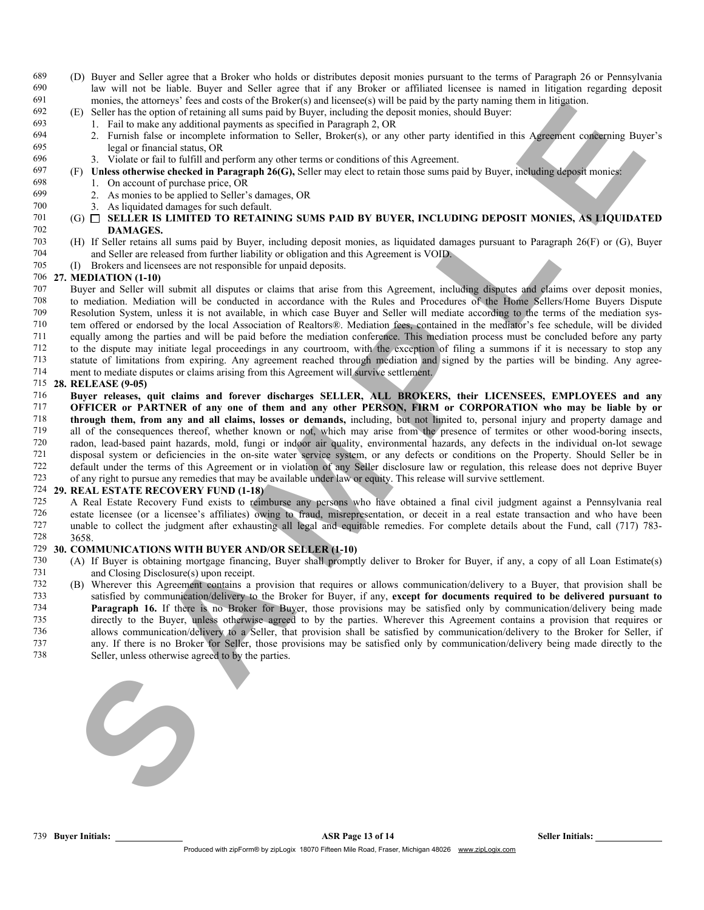(D) Buyer and Seller agree that a Broker who holds or distributes deposit monies pursuant to the terms of Paragraph 26 or Pennsylvania law will not be liable. Buyer and Seller agree that if any Broker or affiliated licensee is named in litigation regarding deposit monies, the attorneys' fees and costs of the Broker(s) and licensee(s) will be paid by the party naming them in litigation.

(E) Seller has the option of retaining all sums paid by Buyer, including the deposit monies, should Buyer:

1. Fail to make any additional payments as specified in Paragraph 2, OR
2. Furnish false or incomplete information to Seller, Broker(s), or any other party identified in this Agreement concerning Buyer's legal or financial status, OR
3. Violate or fail to fulfill and perform any other terms or conditions of this Agreement.

(F) **Unless otherwise checked in Paragraph 26(G),** Seller may elect to retain those sums paid by Buyer, including deposit monies:

1. On account of purchase price, OR
2. As monies to be applied to Seller's damages, OR
3. As liquidated damages for such default.

(G) ☐ **SELLER IS LIMITED TO RETAINING SUMS PAID BY BUYER, INCLUDING DEPOSIT MONIES, AS LIQUIDATED DAMAGES.**

(H) If Seller retains all sums paid by Buyer, including deposit monies, as liquidated damages pursuant to Paragraph 26(F) or (G), Buyer and Seller are released from further liability or obligation and this Agreement is VOID.

(I) Brokers and licensees are not responsible for unpaid deposits.

**27. MEDIATION (1-10)**

Buyer and Seller will submit all disputes or claims that arise from this Agreement, including disputes and claims over deposit monies, to mediation. Mediation will be conducted in accordance with the Rules and Procedures of the Home Sellers/Home Buyers Dispute Resolution System, unless it is not available, in which case Buyer and Seller will mediate according to the terms of the mediation system offered or endorsed by the local Association of Realtors®. Mediation fees, contained in the mediator's fee schedule, will be divided equally among the parties and will be paid before the mediation conference. This mediation process must be concluded before any party to the dispute may initiate legal proceedings in any courtroom, with the exception of filing a summons if it is necessary to stop any statute of limitations from expiring. Any agreement reached through mediation and signed by the parties will be binding. Any agreement to mediate disputes or claims arising from this Agreement will survive settlement.

**28. RELEASE (9-05)**

**Buyer releases, quit claims and forever discharges SELLER, ALL BROKERS, their LICENSEES, EMPLOYEES and any OFFICER or PARTNER of any one of them and any other PERSON, FIRM or CORPORATION who may be liable by or through them, from any and all claims, losses or demands,** including, but not limited to, personal injury and property damage and all of the consequences thereof, whether known or not, which may arise from the presence of termites or other wood-boring insects, radon, lead-based paint hazards, mold, fungi or indoor air quality, environmental hazards, any defects in the individual on-lot sewage disposal system or deficiencies in the on-site water service system, or any defects or conditions on the Property. Should Seller be in default under the terms of this Agreement or in violation of any Seller disclosure law or regulation, this release does not deprive Buyer of any right to pursue any remedies that may be available under law or equity. This release will survive settlement.

**29. REAL ESTATE RECOVERY FUND (1-18)**

A Real Estate Recovery Fund exists to reimburse any persons who have obtained a final civil judgment against a Pennsylvania real estate licensee (or a licensee's affiliates) owing to fraud, misrepresentation, or deceit in a real estate transaction and who have been unable to collect the judgment after exhausting all legal and equitable remedies. For complete details about the Fund, call (717) 783-3658.

**30. COMMUNICATIONS WITH BUYER AND/OR SELLER (1-10)**

(A) If Buyer is obtaining mortgage financing, Buyer shall promptly deliver to Broker for Buyer, if any, a copy of all Loan Estimate(s) and Closing Disclosure(s) upon receipt.

(B) Wherever this Agreement contains a provision that requires or allows communication/delivery to a Buyer, that provision shall be satisfied by communication/delivery to the Broker for Buyer, if any, **except for documents required to be delivered pursuant to Paragraph 16.** If there is no Broker for Buyer, those provisions may be satisfied only by communication/delivery being made directly to the Buyer, unless otherwise agreed to by the parties. Wherever this Agreement contains a provision that requires or allows communication/delivery to a Seller, that provision shall be satisfied by communication/delivery to the Broker for Seller, if any. If there is no Broker for Seller, those provisions may be satisfied only by communication/delivery being made directly to the Seller, unless otherwise agreed to by the parties.

**Buyer Initials:** \_\_\_\_\_\_\_\_\_\_ **Seller Initials:** \_\_\_\_\_\_\_\_\_\_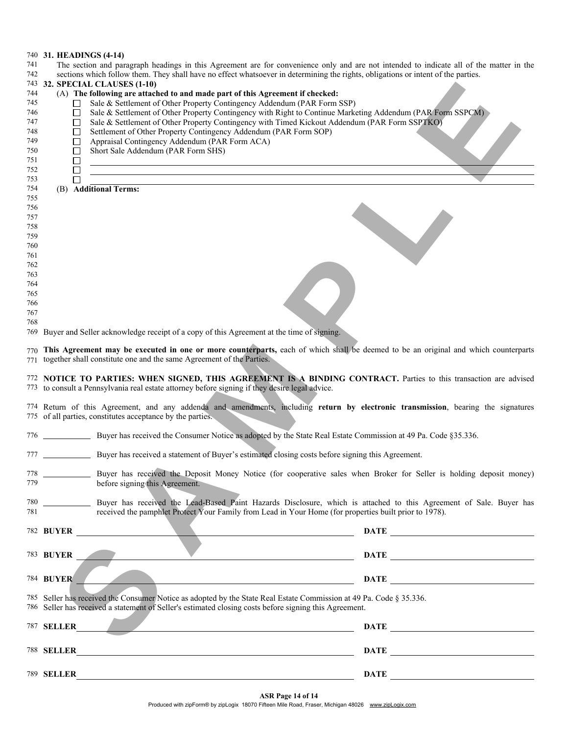**31. HEADINGS (4-14)**

The section and paragraph headings in this Agreement are for convenience only and are not intended to indicate all of the matter in the sections which follow them. They shall have no effect whatsoever in determining the rights, obligations or intent of the parties.

**32. SPECIAL CLAUSES (1-10)**

(A) **The following are attached to and made part of this Agreement if checked:**

- ☐ Sale & Settlement of Other Property Contingency Addendum (PAR Form SSP)
- ☐ Sale & Settlement of Other Property Contingency with Right to Continue Marketing Addendum (PAR Form SSPCM)
- ☐ Sale & Settlement of Other Property Contingency with Timed Kickout Addendum (PAR Form SSPTKO)
- ☐ Settlement of Other Property Contingency Addendum (PAR Form SOP)
- ☐ Appraisal Contingency Addendum (PAR Form ACA)
- ☐ Short Sale Addendum (PAR Form SHS)
- ☐ ____________________
- ☐ ____________________
- ☐ ____________________

(B) **Additional Terms:**

Buyer and Seller acknowledge receipt of a copy of this Agreement at the time of signing.

**This Agreement may be executed in one or more counterparts,** each of which shall be deemed to be an original and which counterparts together shall constitute one and the same Agreement of the Parties.

**NOTICE TO PARTIES: WHEN SIGNED, THIS AGREEMENT IS A BINDING CONTRACT.** Parties to this transaction are advised to consult a Pennsylvania real estate attorney before signing if they desire legal advice.

Return of this Agreement, and any addenda and amendments, including **return by electronic transmission**, bearing the signatures of all parties, constitutes acceptance by the parties.

__________ Buyer has received the Consumer Notice as adopted by the State Real Estate Commission at 49 Pa. Code §35.336.

__________ Buyer has received a statement of Buyer's estimated closing costs before signing this Agreement.

__________ Buyer has received the Deposit Money Notice (for cooperative sales when Broker for Seller is holding deposit money) before signing this Agreement.

__________ Buyer has received the Lead-Based Paint Hazards Disclosure, which is attached to this Agreement of Sale. Buyer has received the pamphlet Protect Your Family from Lead in Your Home (for properties built prior to 1978).

**BUYER** ______________________________ **DATE** ______________

**BUYER** ______________________________ **DATE** ______________

**BUYER** ______________________________ **DATE** ______________

Seller has received the Consumer Notice as adopted by the State Real Estate Commission at 49 Pa. Code § 35.336.
Seller has received a statement of Seller's estimated closing costs before signing this Agreement.

**SELLER** ______________________________ **DATE** ______________

**SELLER** ______________________________ **DATE** ______________

**SELLER** ______________________________ **DATE** ______________